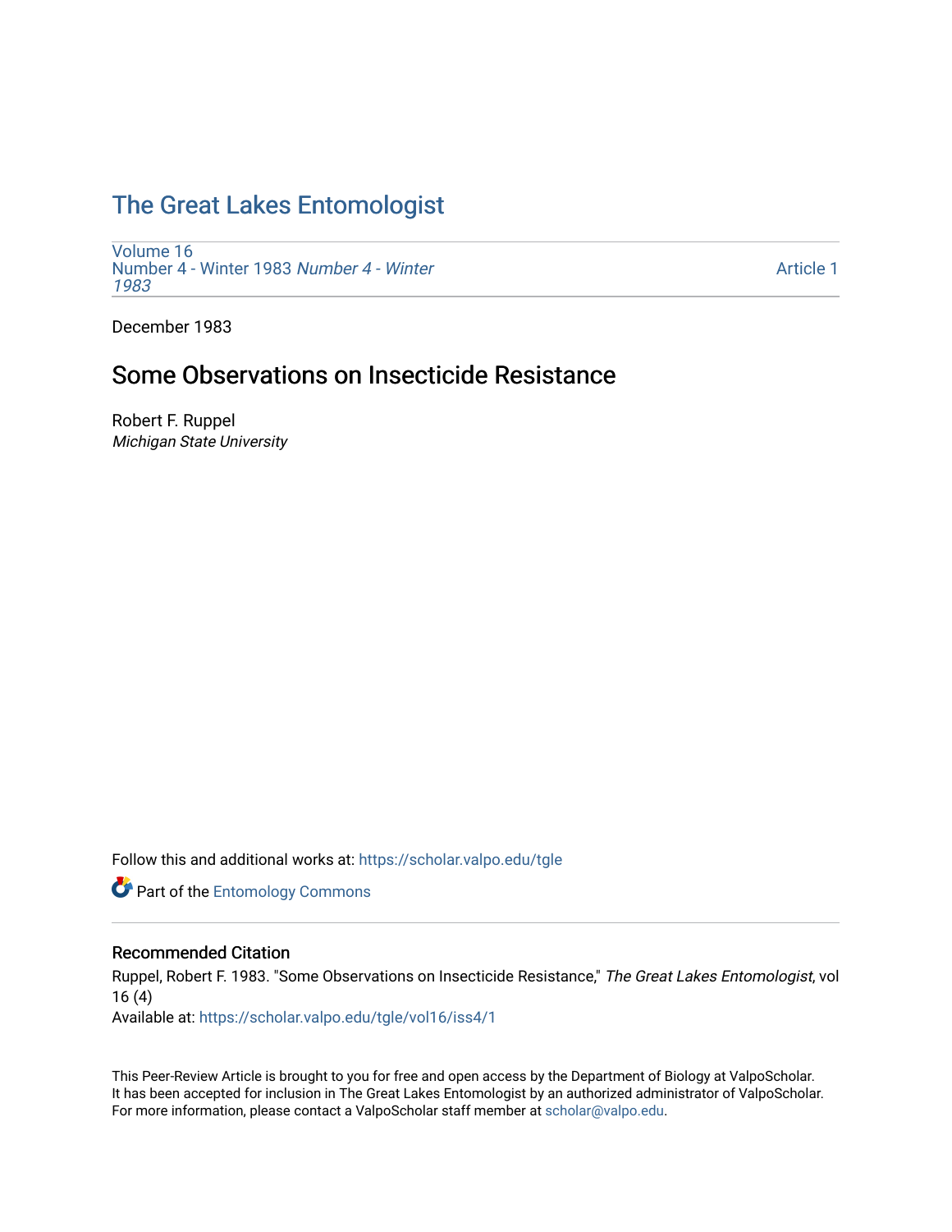# The Great Lakes Entomologist

Volume 16
Number 4 - Winter 1983 *Number 4 - Winter 1983*

Article 1

December 1983

## Some Observations on Insecticide Resistance

Robert F. Ruppel
*Michigan State University*

Follow this and additional works at: https://scholar.valpo.edu/tgle

Part of the Entomology Commons

### Recommended Citation

Ruppel, Robert F. 1983. "Some Observations on Insecticide Resistance," *The Great Lakes Entomologist*, vol 16 (4)
Available at: https://scholar.valpo.edu/tgle/vol16/iss4/1

This Peer-Review Article is brought to you for free and open access by the Department of Biology at ValpoScholar. It has been accepted for inclusion in The Great Lakes Entomologist by an authorized administrator of ValpoScholar. For more information, please contact a ValpoScholar staff member at scholar@valpo.edu.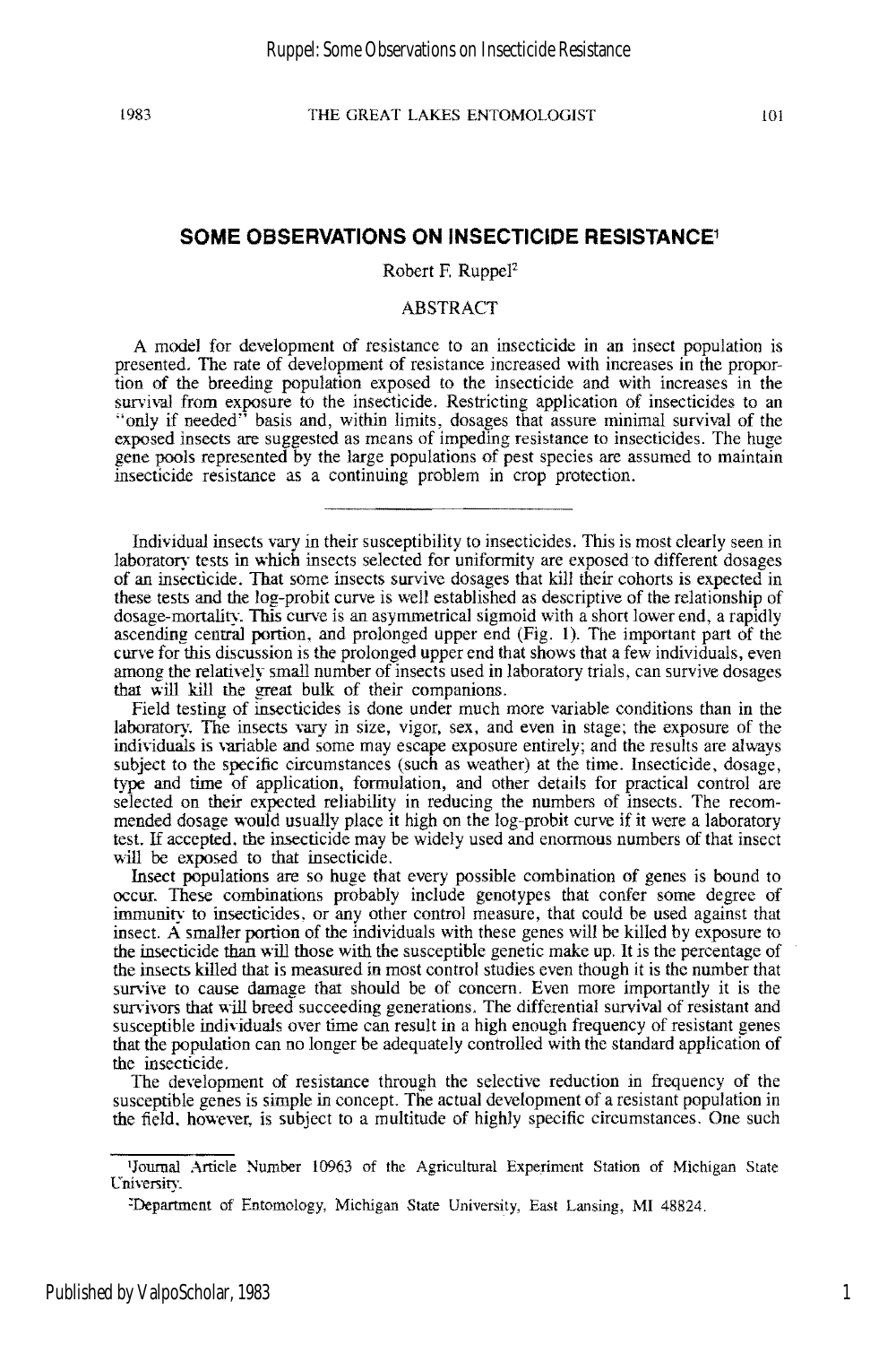## SOME OBSERVATIONS ON INSECTICIDE RESISTANCE[1]

Robert F. Ruppel[2]

### ABSTRACT

A model for development of resistance to an insecticide in an insect population is presented. The rate of development of resistance increased with increases in the proportion of the breeding population exposed to the insecticide and with increases in the survival from exposure to the insecticide. Restricting application of insecticides to an "only if needed" basis and, within limits, dosages that assure minimal survival of the exposed insects are suggested as means of impeding resistance to insecticides. The huge gene pools represented by the large populations of pest species are assumed to maintain insecticide resistance as a continuing problem in crop protection.

---

Individual insects vary in their susceptibility to insecticides. This is most clearly seen in laboratory tests in which insects selected for uniformity are exposed to different dosages of an insecticide. That some insects survive dosages that kill their cohorts is expected in these tests and the log-probit curve is well established as descriptive of the relationship of dosage-mortality. This curve is an asymmetrical sigmoid with a short lower end, a rapidly ascending central portion, and prolonged upper end (Fig. 1). The important part of the curve for this discussion is the prolonged upper end that shows that a few individuals, even among the relatively small number of insects used in laboratory trials, can survive dosages that will kill the great bulk of their companions.

Field testing of insecticides is done under much more variable conditions than in the laboratory. The insects vary in size, vigor, sex, and even in stage; the exposure of the individuals is variable and some may escape exposure entirely; and the results are always subject to the specific circumstances (such as weather) at the time. Insecticide, dosage, type and time of application, formulation, and other details for practical control are selected on their expected reliability in reducing the numbers of insects. The recommended dosage would usually place it high on the log-probit curve if it were a laboratory test. If accepted, the insecticide may be widely used and enormous numbers of that insect will be exposed to that insecticide.

Insect populations are so huge that every possible combination of genes is bound to occur. These combinations probably include genotypes that confer some degree of immunity to insecticides, or any other control measure, that could be used against that insect. A smaller portion of the individuals with these genes will be killed by exposure to the insecticide than will those with the susceptible genetic make up. It is the percentage of the insects killed that is measured in most control studies even though it is the number that survive to cause damage that should be of concern. Even more importantly it is the survivors that will breed succeeding generations. The differential survival of resistant and susceptible individuals over time can result in a high enough frequency of resistant genes that the population can no longer be adequately controlled with the standard application of the insecticide.

The development of resistance through the selective reduction in frequency of the susceptible genes is simple in concept. The actual development of a resistant population in the field, however, is subject to a multitude of highly specific circumstances. One such

---

[1]Journal Article Number 10963 of the Agricultural Experiment Station of Michigan State University.

[2]Department of Entomology, Michigan State University, East Lansing, MI 48824.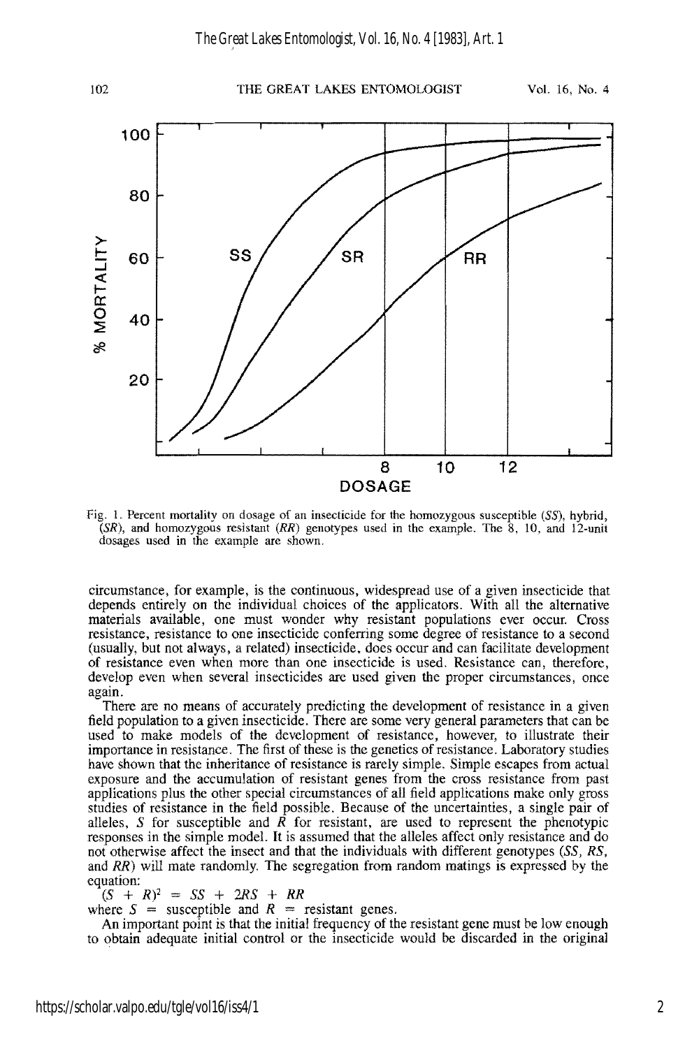Fig. 1. Percent mortality on dosage of an insecticide for the homozygous susceptible (*SS*), hybrid, (*SR*), and homozygous resistant (*RR*) genotypes used in the example. The 8, 10, and 12-unit dosages used in the example are shown.

circumstance, for example, is the continuous, widespread use of a given insecticide that depends entirely on the individual choices of the applicators. With all the alternative materials available, one must wonder why resistant populations ever occur. Cross resistance, resistance to one insecticide conferring some degree of resistance to a second (usually, but not always, a related) insecticide, does occur and can facilitate development of resistance even when more than one insecticide is used. Resistance can, therefore, develop even when several insecticides are used given the proper circumstances, once again.

There are no means of accurately predicting the development of resistance in a given field population to a given insecticide. There are some very general parameters that can be used to make models of the development of resistance, however, to illustrate their importance in resistance. The first of these is the genetics of resistance. Laboratory studies have shown that the inheritance of resistance is rarely simple. Simple escapes from actual exposure and the accumulation of resistant genes from the cross resistance from past applications plus the other special circumstances of all field applications make only gross studies of resistance in the field possible. Because of the uncertainties, a single pair of alleles, $S$ for susceptible and $R$ for resistant, are used to represent the phenotypic responses in the simple model. It is assumed that the alleles affect only resistance and do not otherwise affect the insect and that the individuals with different genotypes (*SS*, *RS*, and *RR*) will mate randomly. The segregation from random matings is expressed by the equation:

$$(S + R)^2 = SS + 2RS + RR$$

where $S$ = susceptible and $R$ = resistant genes.

An important point is that the initial frequency of the resistant gene must be low enough to obtain adequate initial control or the insecticide would be discarded in the original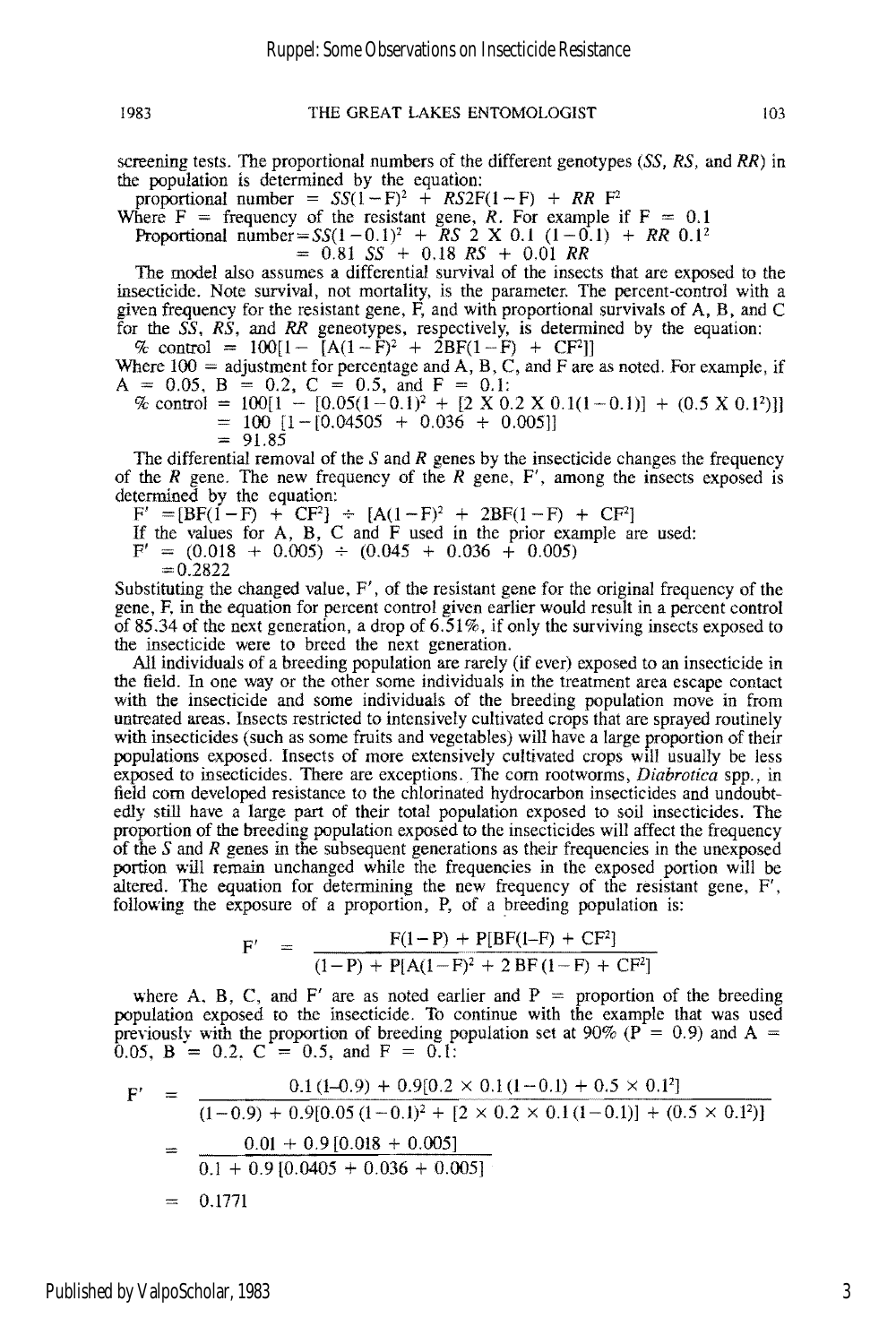screening tests. The proportional numbers of the different genotypes (*SS*, *RS*, and *RR*) in the population is determined by the equation:

proportional number $= SS(1-F)^2 + RS2F(1-F) + RR\ F^2$

Where F = frequency of the resistant gene, *R*. For example if F = 0.1

Proportional number $= SS(1-0.1)^2 + RS\ 2 \times 0.1\ (1-0.1) + RR\ 0.1^2$
$= 0.81\ SS + 0.18\ RS + 0.01\ RR$

The model also assumes a differential survival of the insects that are exposed to the insecticide. Note survival, not mortality, is the parameter. The percent-control with a given frequency for the resistant gene, F, and with proportional survivals of A, B, and C for the *SS*, *RS*, and *RR* geneotypes, respectively, is determined by the equation:

$\%\ \text{control} = 100[1 - [A(1-F)^2 + 2BF(1-F) + CF^2]]$

Where 100 = adjustment for percentage and A, B, C, and F are as noted. For example, if A = 0.05, B = 0.2, C = 0.5, and F = 0.1:

$\%\ \text{control} = 100[1 - [0.05(1-0.1)^2 + [2 \times 0.2 \times 0.1(1-0.1)] + (0.5 \times 0.1^2)]]$
$= 100\ [1-[0.04505 + 0.036 + 0.005]]$
$= 91.85$

The differential removal of the *S* and *R* genes by the insecticide changes the frequency of the *R* gene. The new frequency of the *R* gene, F′, among the insects exposed is determined by the equation:

$F' = [BF(1-F) + CF^2] \div [A(1-F)^2 + 2BF(1-F) + CF^2]$

If the values for A, B, C and F used in the prior example are used:

$F' = (0.018 + 0.005) \div (0.045 + 0.036 + 0.005)$
$= 0.2822$

Substituting the changed value, F′, of the resistant gene for the original frequency of the gene, F, in the equation for percent control given earlier would result in a percent control of 85.34 of the next generation, a drop of 6.51%, if only the surviving insects exposed to the insecticide were to breed the next generation.

All individuals of a breeding population are rarely (if ever) exposed to an insecticide in the field. In one way or the other some individuals in the treatment area escape contact with the insecticide and some individuals of the breeding population move in from untreated areas. Insects restricted to intensively cultivated crops that are sprayed routinely with insecticides (such as some fruits and vegetables) will have a large proportion of their populations exposed. Insects of more extensively cultivated crops will usually be less exposed to insecticides. There are exceptions. The corn rootworms, *Diabrotica* spp., in field corn developed resistance to the chlorinated hydrocarbon insecticides and undoubtedly still have a large part of their total population exposed to soil insecticides. The proportion of the breeding population exposed to the insecticides will affect the frequency of the *S* and *R* genes in the subsequent generations as their frequencies in the unexposed portion will remain unchanged while the frequencies in the exposed portion will be altered. The equation for determining the new frequency of the resistant gene, F′, following the exposure of a proportion, P, of a breeding population is:

$$F' = \frac{F(1-P) + P[BF(1-F) + CF^2]}{(1-P) + P[A(1-F)^2 + 2\,BF\,(1-F) + CF^2]}$$

where A, B, C, and F′ are as noted earlier and P = proportion of the breeding population exposed to the insecticide. To continue with the example that was used previously with the proportion of breeding population set at 90% (P = 0.9) and A = 0.05, B = 0.2, C = 0.5, and F = 0.1:

$$F' = \frac{0.1\,(1-0.9) + 0.9[0.2 \times 0.1\,(1-0.1) + 0.5 \times 0.1^2]}{(1-0.9) + 0.9[0.05\,(1-0.1)^2 + [2 \times 0.2 \times 0.1\,(1-0.1)] + (0.5 \times 0.1^2)]}$$

$$= \frac{0.01 + 0.9\,[0.018 + 0.005]}{0.1 + 0.9\,[0.0405 + 0.036 + 0.005]}$$

$$= 0.1771$$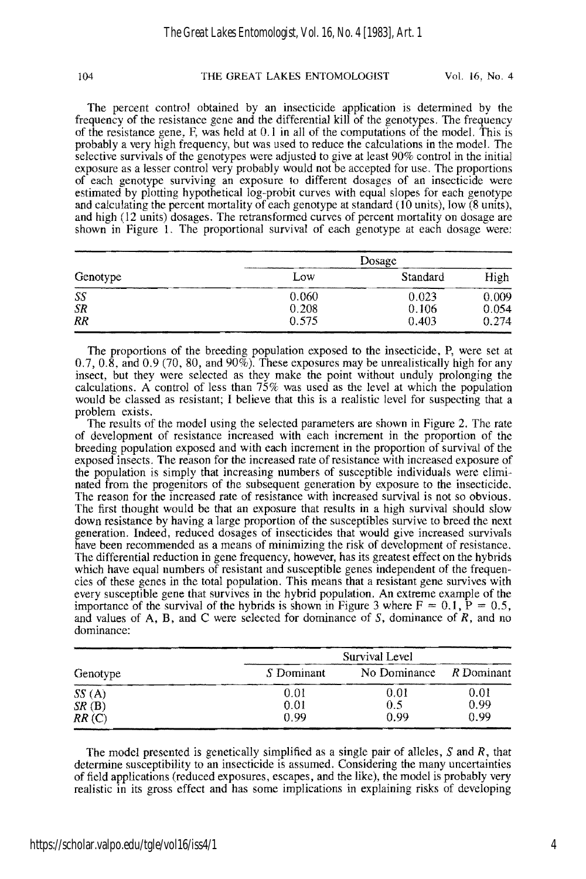The percent control obtained by an insecticide application is determined by the frequency of the resistance gene and the differential kill of the genotypes. The frequency of the resistance gene, F, was held at 0.1 in all of the computations of the model. This is probably a very high frequency, but was used to reduce the calculations in the model. The selective survivals of the genotypes were adjusted to give at least 90% control in the initial exposure as a lesser control very probably would not be accepted for use. The proportions of each genotype surviving an exposure to different dosages of an insecticide were estimated by plotting hypothetical log-probit curves with equal slopes for each genotype and calculating the percent mortality of each genotype at standard (10 units), low (8 units), and high (12 units) dosages. The retransformed curves of percent mortality on dosage are shown in Figure 1. The proportional survival of each genotype at each dosage were:

| Genotype | Dosage | | |
|---|---|---|---|
| | Low | Standard | High |
| *SS* | 0.060 | 0.023 | 0.009 |
| *SR* | 0.208 | 0.106 | 0.054 |
| *RR* | 0.575 | 0.403 | 0.274 |

The proportions of the breeding population exposed to the insecticide, P, were set at 0.7, 0.8, and 0.9 (70, 80, and 90%). These exposures may be unrealistically high for any insect, but they were selected as they make the point without unduly prolonging the calculations. A control of less than 75% was used as the level at which the population would be classed as resistant; I believe that this is a realistic level for suspecting that a problem exists.

The results of the model using the selected parameters are shown in Figure 2. The rate of development of resistance increased with each increment in the proportion of the breeding population exposed and with each increment in the proportion of survival of the exposed insects. The reason for the increased rate of resistance with increased exposure of the population is simply that increasing numbers of susceptible individuals were eliminated from the progenitors of the subsequent generation by exposure to the insecticide. The reason for the increased rate of resistance with increased survival is not so obvious. The first thought would be that an exposure that results in a high survival should slow down resistance by having a large proportion of the susceptibles survive to breed the next generation. Indeed, reduced dosages of insecticides that would give increased survivals have been recommended as a means of minimizing the risk of development of resistance. The differential reduction in gene frequency, however, has its greatest effect on the hybrids which have equal numbers of resistant and susceptible genes independent of the frequencies of these genes in the total population. This means that a resistant gene survives with every susceptible gene that survives in the hybrid population. An extreme example of the importance of the survival of the hybrids is shown in Figure 3 where F = 0.1, P = 0.5, and values of A, B, and C were selected for dominance of *S*, dominance of *R*, and no dominance:

| Genotype | Survival Level | | |
|---|---|---|---|
| | *S* Dominant | No Dominance | *R* Dominant |
| *SS* (A) | 0.01 | 0.01 | 0.01 |
| *SR* (B) | 0.01 | 0.5 | 0.99 |
| *RR* (C) | 0.99 | 0.99 | 0.99 |

The model presented is genetically simplified as a single pair of alleles, *S* and *R*, that determine susceptibility to an insecticide is assumed. Considering the many uncertainties of field applications (reduced exposures, escapes, and the like), the model is probably very realistic in its gross effect and has some implications in explaining risks of developing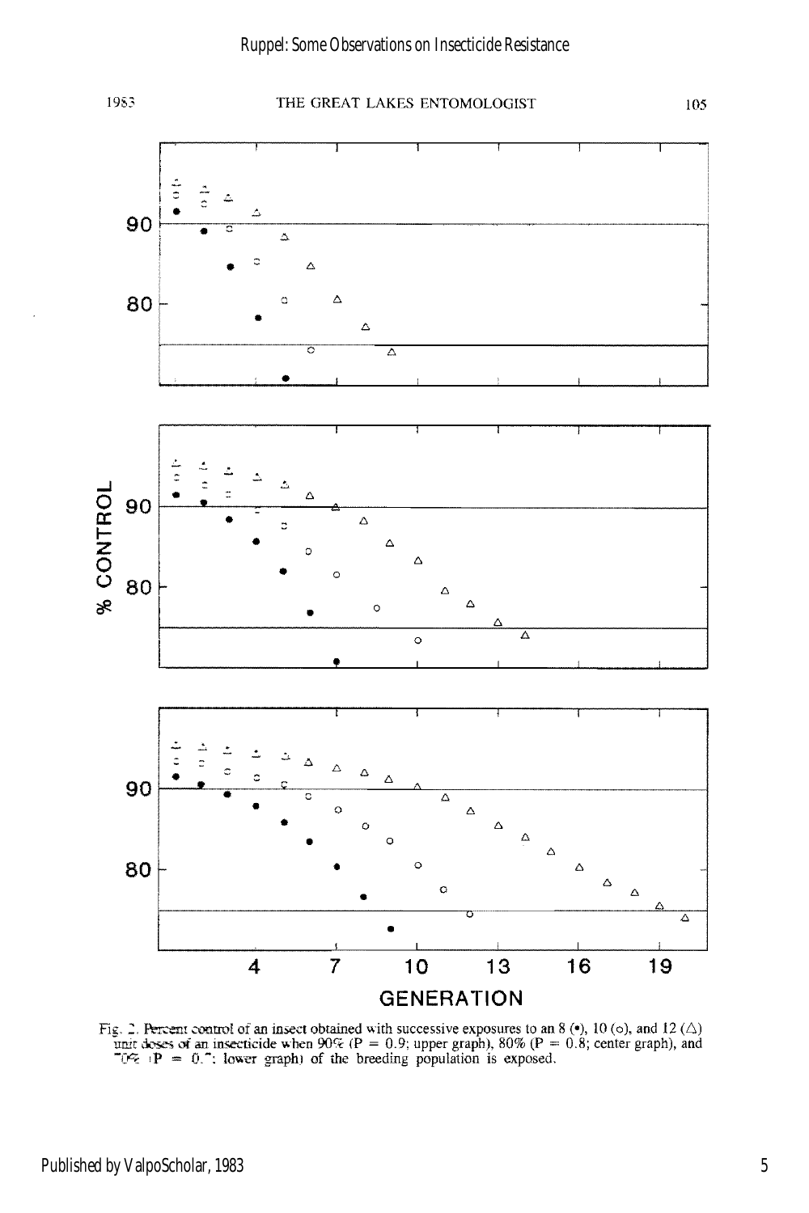Fig. 2. Percent control of an insect obtained with successive exposures to an 8 (•), 10 (○), and 12 (△) unit doses of an insecticide when 90% ($P = 0.9$; upper graph), 80% ($P = 0.8$; center graph), and 70% ($P = 0.7$; lower graph) of the breeding population is exposed.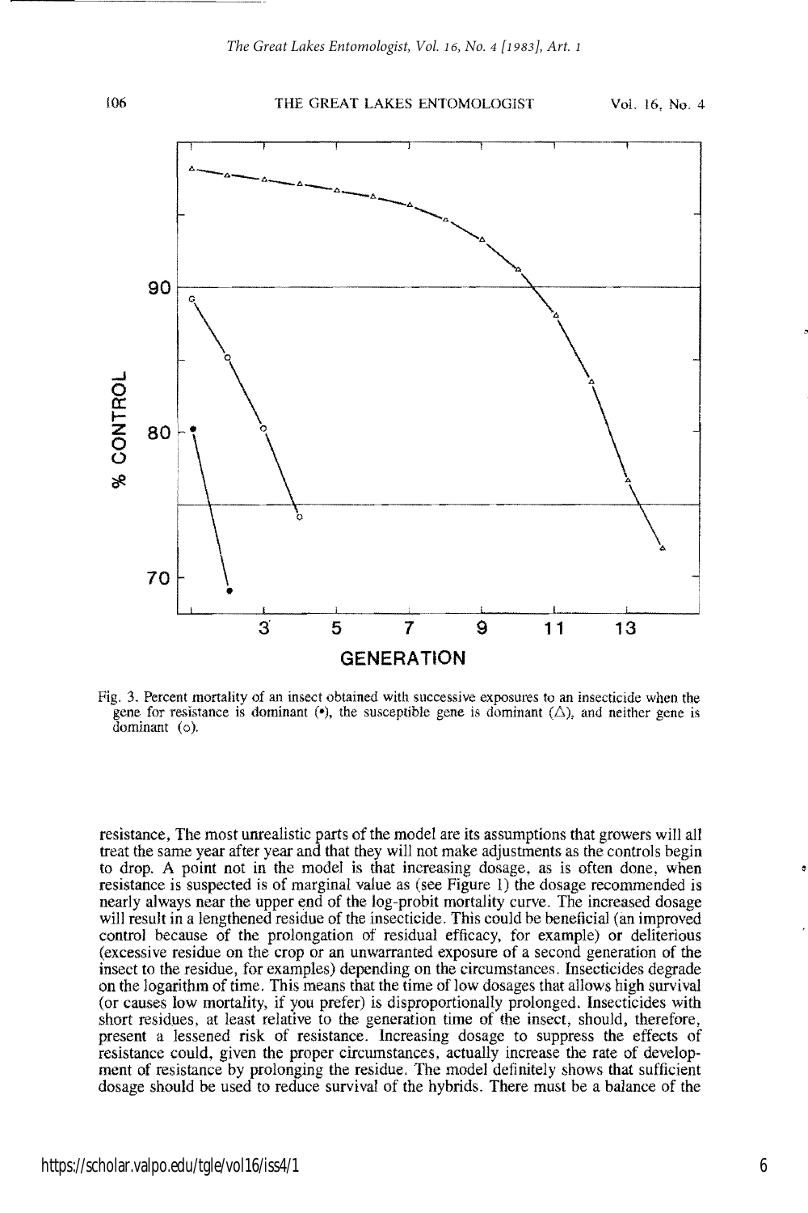Fig. 3. Percent mortality of an insect obtained with successive exposures to an insecticide when the gene for resistance is dominant (•), the susceptible gene is dominant (△), and neither gene is dominant (○).

resistance, The most unrealistic parts of the model are its assumptions that growers will all treat the same year after year and that they will not make adjustments as the controls begin to drop. A point not in the model is that increasing dosage, as is often done, when resistance is suspected is of marginal value as (see Figure 1) the dosage recommended is nearly always near the upper end of the log-probit mortality curve. The increased dosage will result in a lengthened residue of the insecticide. This could be beneficial (an improved control because of the prolongation of residual efficacy, for example) or deliterious (excessive residue on the crop or an unwarranted exposure of a second generation of the insect to the residue, for examples) depending on the circumstances. Insecticides degrade on the logarithm of time. This means that the time of low dosages that allows high survival (or causes low mortality, if you prefer) is disproportionally prolonged. Insecticides with short residues, at least relative to the generation time of the insect, should, therefore, present a lessened risk of resistance. Increasing dosage to suppress the effects of resistance could, given the proper circumstances, actually increase the rate of development of resistance by prolonging the residue. The model definitely shows that sufficient dosage should be used to reduce survival of the hybrids. There must be a balance of the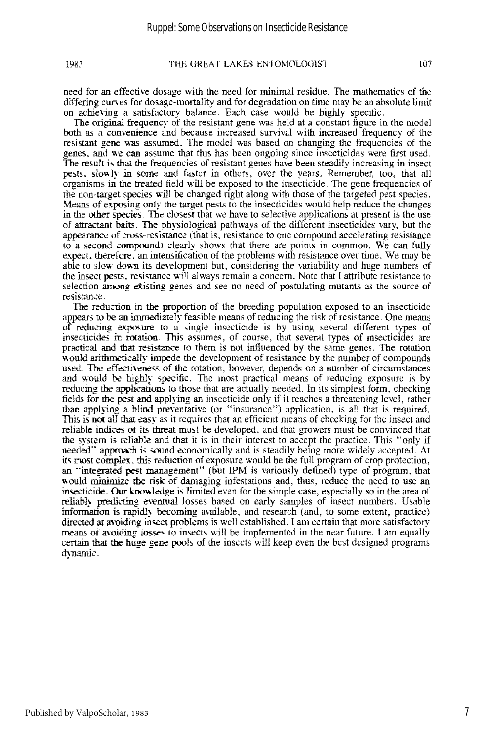need for an effective dosage with the need for minimal residue. The mathematics of the differing curves for dosage-mortality and for degradation on time may be an absolute limit on achieving a satisfactory balance. Each case would be highly specific.

The original frequency of the resistant gene was held at a constant figure in the model both as a convenience and because increased survival with increased frequency of the resistant gene was assumed. The model was based on changing the frequencies of the genes, and we can assume that this has been ongoing since insecticides were first used. The result is that the frequencies of resistant genes have been steadily increasing in insect pests, slowly in some and faster in others, over the years. Remember, too, that all organisms in the treated field will be exposed to the insecticide. The gene frequencies of the non-target species will be changed right along with those of the targeted pest species. Means of exposing only the target pests to the insecticides would help reduce the changes in the other species. The closest that we have to selective applications at present is the use of attractant baits. The physiological pathways of the different insecticides vary, but the appearance of cross-resistance (that is, resistance to one compound accelerating resistance to a second compound) clearly shows that there are points in common. We can fully expect, therefore, an intensification of the problems with resistance over time. We may be able to slow down its development but, considering the variability and huge numbers of the insect pests, resistance will always remain a concern. Note that I attribute resistance to selection among existing genes and see no need of postulating mutants as the source of resistance.

The reduction in the proportion of the breeding population exposed to an insecticide appears to be an immediately feasible means of reducing the risk of resistance. One means of reducing exposure to a single insecticide is by using several different types of insecticides in rotation. This assumes, of course, that several types of insecticides are practical and that resistance to them is not influenced by the same genes. The rotation would arithmetically impede the development of resistance by the number of compounds used. The effectiveness of the rotation, however, depends on a number of circumstances and would be highly specific. The most practical means of reducing exposure is by reducing the applications to those that are actually needed. In its simplest form, checking fields for the pest and applying an insecticide only if it reaches a threatening level, rather than applying a blind preventative (or "insurance") application, is all that is required. This is not all that easy as it requires that an efficient means of checking for the insect and reliable indices of its threat must be developed, and that growers must be convinced that the system is reliable and that it is in their interest to accept the practice. This "only if needed" approach is sound economically and is steadily being more widely accepted. At its most complex, this reduction of exposure would be the full program of crop protection, an "integrated pest management" (but IPM is variously defined) type of program, that would minimize the risk of damaging infestations and, thus, reduce the need to use an insecticide. Our knowledge is limited even for the simple case, especially so in the area of reliably predicting eventual losses based on early samples of insect numbers. Usable information is rapidly becoming available, and research (and, to some extent, practice) directed at avoiding insect problems is well established. I am certain that more satisfactory means of avoiding losses to insects will be implemented in the near future. I am equally certain that the huge gene pools of the insects will keep even the best designed programs dynamic.